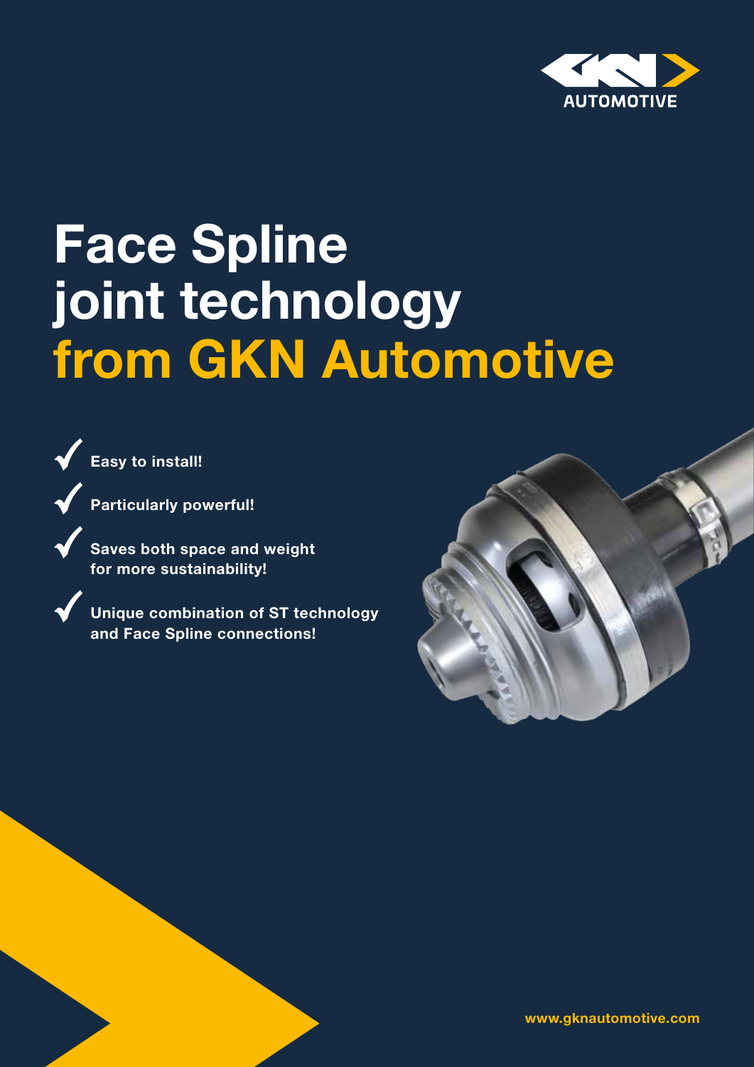# Face Spline joint technology from GKN Automotive

- Easy to install!
- Particularly powerful!
- Saves both space and weight for more sustainability!
- Unique combination of ST technology and Face Spline connections!

www.gknautomotive.com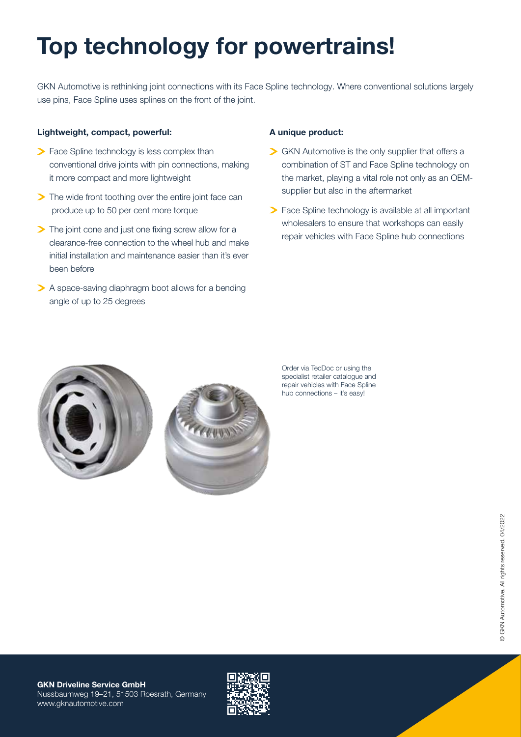# Top technology for powertrains!

GKN Automotive is rethinking joint connections with its Face Spline technology. Where conventional solutions largely use pins, Face Spline uses splines on the front of the joint.

**Lightweight, compact, powerful:**

- Face Spline technology is less complex than conventional drive joints with pin connections, making it more compact and more lightweight
- The wide front toothing over the entire joint face can produce up to 50 per cent more torque
- The joint cone and just one fixing screw allow for a clearance-free connection to the wheel hub and make initial installation and maintenance easier than it's ever been before
- A space-saving diaphragm boot allows for a bending angle of up to 25 degrees

**A unique product:**

- GKN Automotive is the only supplier that offers a combination of ST and Face Spline technology on the market, playing a vital role not only as an OEM-supplier but also in the aftermarket
- Face Spline technology is available at all important wholesalers to ensure that workshops can easily repair vehicles with Face Spline hub connections

Order via TecDoc or using the specialist retailer catalogue and repair vehicles with Face Spline hub connections – it's easy!

© GKN Automotive. All rights reserved. 04/2022

**GKN Driveline Service GmbH**
Nussbaumweg 19–21, 51503 Roesrath, Germany
www.gknautomotive.com